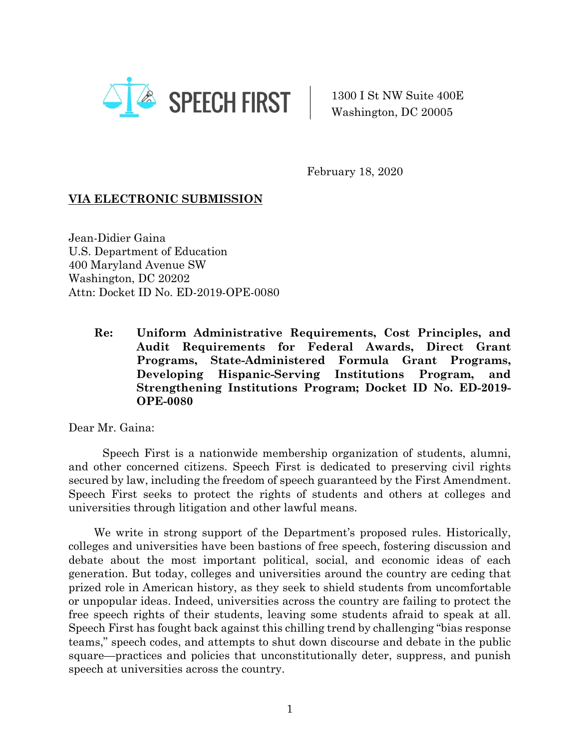SPEECH FIRST

1300 I St NW Suite 400E
Washington, DC 20005

February 18, 2020

**VIA ELECTRONIC SUBMISSION**

Jean-Didier Gaina
U.S. Department of Education
400 Maryland Avenue SW
Washington, DC 20202
Attn: Docket ID No. ED-2019-OPE-0080

**Re: Uniform Administrative Requirements, Cost Principles, and Audit Requirements for Federal Awards, Direct Grant Programs, State-Administered Formula Grant Programs, Developing Hispanic-Serving Institutions Program, and Strengthening Institutions Program; Docket ID No. ED-2019-OPE-0080**

Dear Mr. Gaina:

Speech First is a nationwide membership organization of students, alumni, and other concerned citizens. Speech First is dedicated to preserving civil rights secured by law, including the freedom of speech guaranteed by the First Amendment. Speech First seeks to protect the rights of students and others at colleges and universities through litigation and other lawful means.

We write in strong support of the Department's proposed rules. Historically, colleges and universities have been bastions of free speech, fostering discussion and debate about the most important political, social, and economic ideas of each generation. But today, colleges and universities around the country are ceding that prized role in American history, as they seek to shield students from uncomfortable or unpopular ideas. Indeed, universities across the country are failing to protect the free speech rights of their students, leaving some students afraid to speak at all. Speech First has fought back against this chilling trend by challenging "bias response teams," speech codes, and attempts to shut down discourse and debate in the public square—practices and policies that unconstitutionally deter, suppress, and punish speech at universities across the country.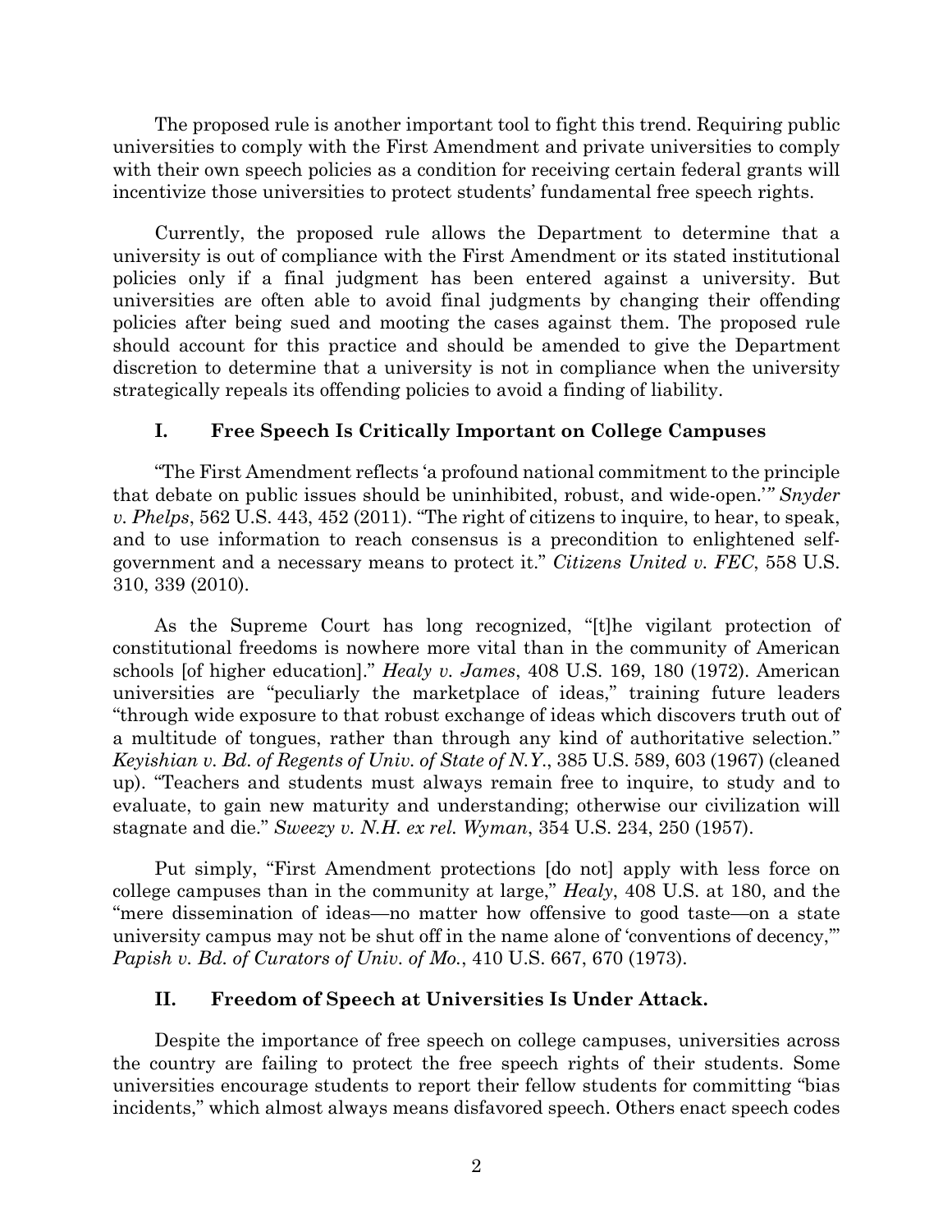The proposed rule is another important tool to fight this trend. Requiring public universities to comply with the First Amendment and private universities to comply with their own speech policies as a condition for receiving certain federal grants will incentivize those universities to protect students' fundamental free speech rights.

Currently, the proposed rule allows the Department to determine that a university is out of compliance with the First Amendment or its stated institutional policies only if a final judgment has been entered against a university. But universities are often able to avoid final judgments by changing their offending policies after being sued and mooting the cases against them. The proposed rule should account for this practice and should be amended to give the Department discretion to determine that a university is not in compliance when the university strategically repeals its offending policies to avoid a finding of liability.

## I. Free Speech Is Critically Important on College Campuses

"The First Amendment reflects 'a profound national commitment to the principle that debate on public issues should be uninhibited, robust, and wide-open.'" *Snyder v. Phelps*, 562 U.S. 443, 452 (2011). "The right of citizens to inquire, to hear, to speak, and to use information to reach consensus is a precondition to enlightened self-government and a necessary means to protect it." *Citizens United v. FEC*, 558 U.S. 310, 339 (2010).

As the Supreme Court has long recognized, "[t]he vigilant protection of constitutional freedoms is nowhere more vital than in the community of American schools [of higher education]." *Healy v. James*, 408 U.S. 169, 180 (1972). American universities are "peculiarly the marketplace of ideas," training future leaders "through wide exposure to that robust exchange of ideas which discovers truth out of a multitude of tongues, rather than through any kind of authoritative selection." *Keyishian v. Bd. of Regents of Univ. of State of N.Y.*, 385 U.S. 589, 603 (1967) (cleaned up). "Teachers and students must always remain free to inquire, to study and to evaluate, to gain new maturity and understanding; otherwise our civilization will stagnate and die." *Sweezy v. N.H. ex rel. Wyman*, 354 U.S. 234, 250 (1957).

Put simply, "First Amendment protections [do not] apply with less force on college campuses than in the community at large," *Healy*, 408 U.S. at 180, and the "mere dissemination of ideas—no matter how offensive to good taste—on a state university campus may not be shut off in the name alone of 'conventions of decency,'" *Papish v. Bd. of Curators of Univ. of Mo.*, 410 U.S. 667, 670 (1973).

## II. Freedom of Speech at Universities Is Under Attack.

Despite the importance of free speech on college campuses, universities across the country are failing to protect the free speech rights of their students. Some universities encourage students to report their fellow students for committing "bias incidents," which almost always means disfavored speech. Others enact speech codes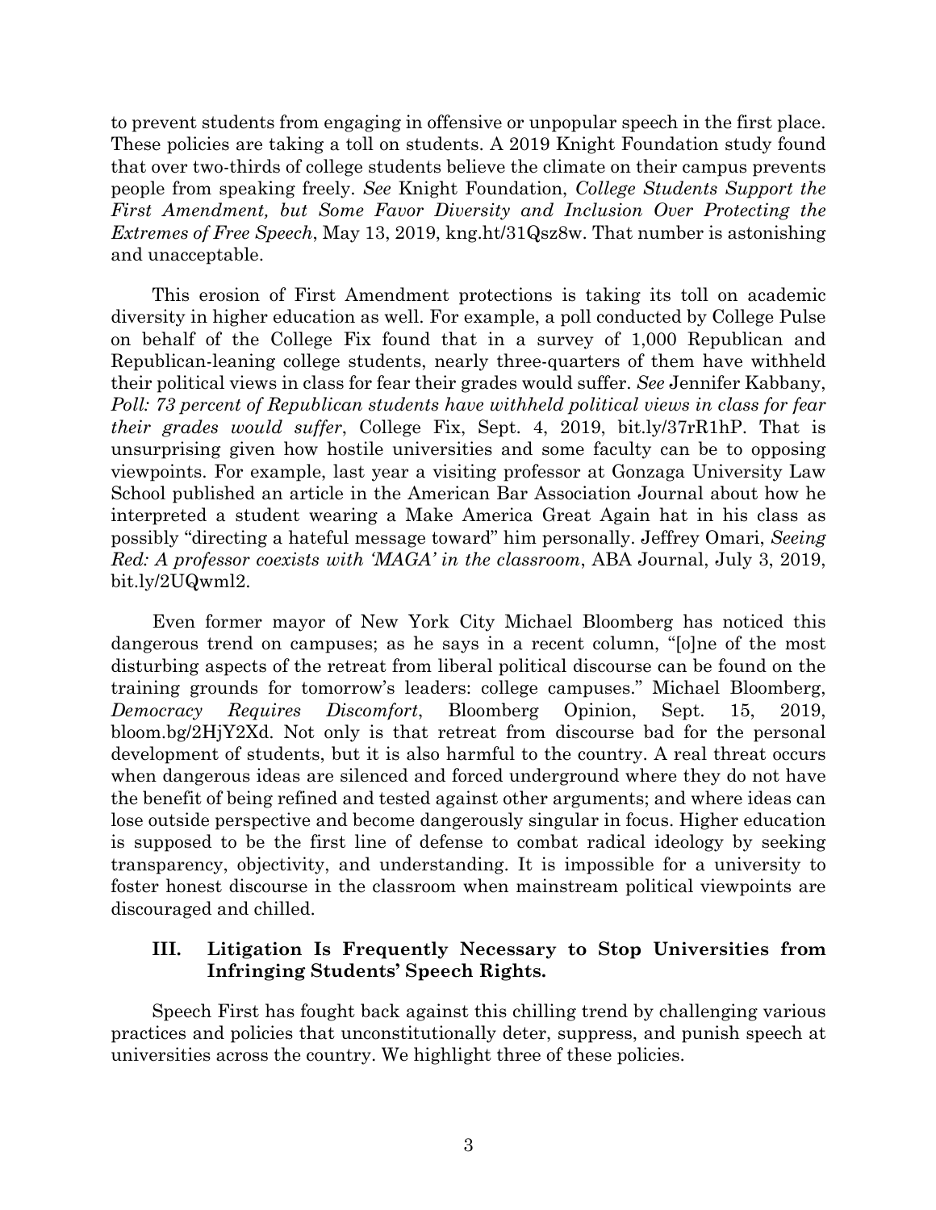to prevent students from engaging in offensive or unpopular speech in the first place. These policies are taking a toll on students. A 2019 Knight Foundation study found that over two-thirds of college students believe the climate on their campus prevents people from speaking freely. *See* Knight Foundation, *College Students Support the First Amendment, but Some Favor Diversity and Inclusion Over Protecting the Extremes of Free Speech*, May 13, 2019, kng.ht/31Qsz8w. That number is astonishing and unacceptable.

This erosion of First Amendment protections is taking its toll on academic diversity in higher education as well. For example, a poll conducted by College Pulse on behalf of the College Fix found that in a survey of 1,000 Republican and Republican-leaning college students, nearly three-quarters of them have withheld their political views in class for fear their grades would suffer. *See* Jennifer Kabbany, *Poll: 73 percent of Republican students have withheld political views in class for fear their grades would suffer*, College Fix, Sept. 4, 2019, bit.ly/37rR1hP. That is unsurprising given how hostile universities and some faculty can be to opposing viewpoints. For example, last year a visiting professor at Gonzaga University Law School published an article in the American Bar Association Journal about how he interpreted a student wearing a Make America Great Again hat in his class as possibly "directing a hateful message toward" him personally. Jeffrey Omari, *Seeing Red: A professor coexists with 'MAGA' in the classroom*, ABA Journal, July 3, 2019, bit.ly/2UQwml2.

Even former mayor of New York City Michael Bloomberg has noticed this dangerous trend on campuses; as he says in a recent column, "[o]ne of the most disturbing aspects of the retreat from liberal political discourse can be found on the training grounds for tomorrow's leaders: college campuses." Michael Bloomberg, *Democracy Requires Discomfort*, Bloomberg Opinion, Sept. 15, 2019, bloom.bg/2HjY2Xd. Not only is that retreat from discourse bad for the personal development of students, but it is also harmful to the country. A real threat occurs when dangerous ideas are silenced and forced underground where they do not have the benefit of being refined and tested against other arguments; and where ideas can lose outside perspective and become dangerously singular in focus. Higher education is supposed to be the first line of defense to combat radical ideology by seeking transparency, objectivity, and understanding. It is impossible for a university to foster honest discourse in the classroom when mainstream political viewpoints are discouraged and chilled.

## III. Litigation Is Frequently Necessary to Stop Universities from Infringing Students' Speech Rights.

Speech First has fought back against this chilling trend by challenging various practices and policies that unconstitutionally deter, suppress, and punish speech at universities across the country. We highlight three of these policies.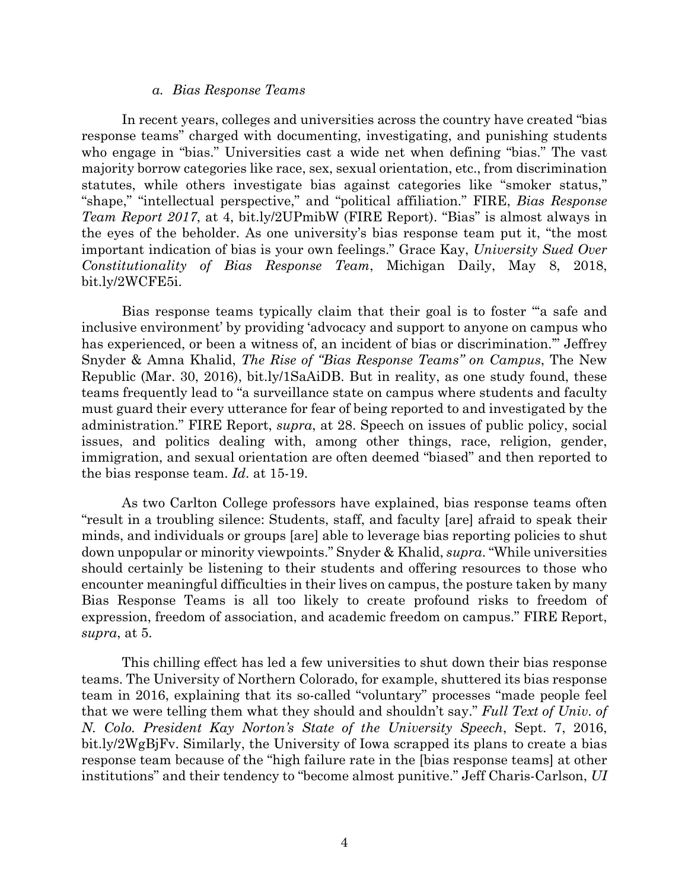### *a. Bias Response Teams*

In recent years, colleges and universities across the country have created "bias response teams" charged with documenting, investigating, and punishing students who engage in "bias." Universities cast a wide net when defining "bias." The vast majority borrow categories like race, sex, sexual orientation, etc., from discrimination statutes, while others investigate bias against categories like "smoker status," "shape," "intellectual perspective," and "political affiliation." FIRE, *Bias Response Team Report 2017*, at 4, bit.ly/2UPmibW (FIRE Report). "Bias" is almost always in the eyes of the beholder. As one university's bias response team put it, "the most important indication of bias is your own feelings." Grace Kay, *University Sued Over Constitutionality of Bias Response Team*, Michigan Daily, May 8, 2018, bit.ly/2WCFE5i.

Bias response teams typically claim that their goal is to foster "'a safe and inclusive environment' by providing 'advocacy and support to anyone on campus who has experienced, or been a witness of, an incident of bias or discrimination.'" Jeffrey Snyder & Amna Khalid, *The Rise of "Bias Response Teams" on Campus*, The New Republic (Mar. 30, 2016), bit.ly/1SaAiDB. But in reality, as one study found, these teams frequently lead to "a surveillance state on campus where students and faculty must guard their every utterance for fear of being reported to and investigated by the administration." FIRE Report, *supra*, at 28. Speech on issues of public policy, social issues, and politics dealing with, among other things, race, religion, gender, immigration, and sexual orientation are often deemed "biased" and then reported to the bias response team. *Id*. at 15-19.

As two Carlton College professors have explained, bias response teams often "result in a troubling silence: Students, staff, and faculty [are] afraid to speak their minds, and individuals or groups [are] able to leverage bias reporting policies to shut down unpopular or minority viewpoints." Snyder & Khalid, *supra*. "While universities should certainly be listening to their students and offering resources to those who encounter meaningful difficulties in their lives on campus, the posture taken by many Bias Response Teams is all too likely to create profound risks to freedom of expression, freedom of association, and academic freedom on campus." FIRE Report, *supra*, at 5.

This chilling effect has led a few universities to shut down their bias response teams. The University of Northern Colorado, for example, shuttered its bias response team in 2016, explaining that its so-called "voluntary" processes "made people feel that we were telling them what they should and shouldn't say." *Full Text of Univ. of N. Colo. President Kay Norton's State of the University Speech*, Sept. 7, 2016, bit.ly/2WgBjFv. Similarly, the University of Iowa scrapped its plans to create a bias response team because of the "high failure rate in the [bias response teams] at other institutions" and their tendency to "become almost punitive." Jeff Charis-Carlson, *UI*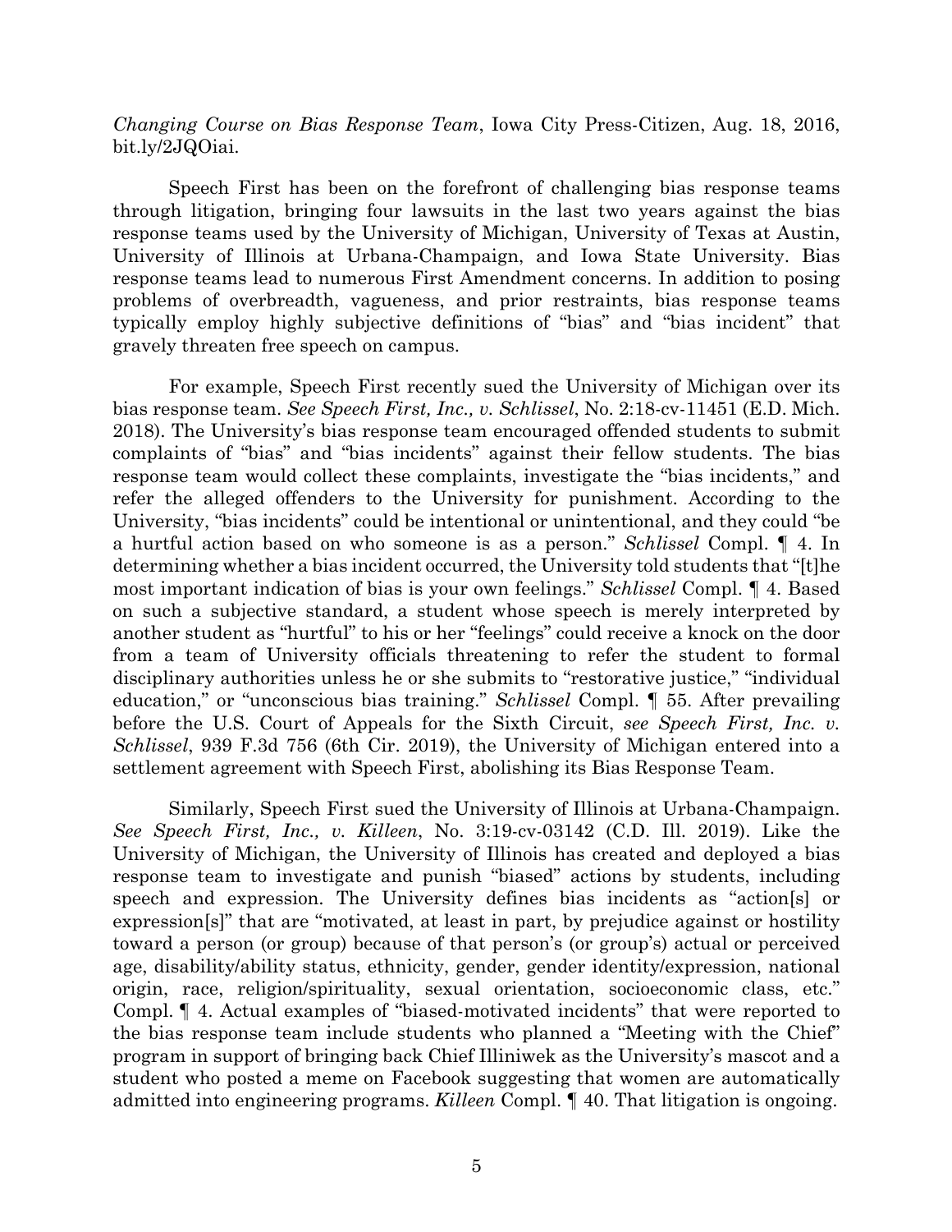*Changing Course on Bias Response Team*, Iowa City Press-Citizen, Aug. 18, 2016, bit.ly/2JQOiai.

Speech First has been on the forefront of challenging bias response teams through litigation, bringing four lawsuits in the last two years against the bias response teams used by the University of Michigan, University of Texas at Austin, University of Illinois at Urbana-Champaign, and Iowa State University. Bias response teams lead to numerous First Amendment concerns. In addition to posing problems of overbreadth, vagueness, and prior restraints, bias response teams typically employ highly subjective definitions of "bias" and "bias incident" that gravely threaten free speech on campus.

For example, Speech First recently sued the University of Michigan over its bias response team. *See Speech First, Inc., v. Schlissel*, No. 2:18-cv-11451 (E.D. Mich. 2018). The University's bias response team encouraged offended students to submit complaints of "bias" and "bias incidents" against their fellow students. The bias response team would collect these complaints, investigate the "bias incidents," and refer the alleged offenders to the University for punishment. According to the University, "bias incidents" could be intentional or unintentional, and they could "be a hurtful action based on who someone is as a person." *Schlissel* Compl. ¶ 4. In determining whether a bias incident occurred, the University told students that "[t]he most important indication of bias is your own feelings." *Schlissel* Compl. ¶ 4. Based on such a subjective standard, a student whose speech is merely interpreted by another student as "hurtful" to his or her "feelings" could receive a knock on the door from a team of University officials threatening to refer the student to formal disciplinary authorities unless he or she submits to "restorative justice," "individual education," or "unconscious bias training." *Schlissel* Compl. ¶ 55. After prevailing before the U.S. Court of Appeals for the Sixth Circuit, *see Speech First, Inc. v. Schlissel*, 939 F.3d 756 (6th Cir. 2019), the University of Michigan entered into a settlement agreement with Speech First, abolishing its Bias Response Team.

Similarly, Speech First sued the University of Illinois at Urbana-Champaign. *See Speech First, Inc., v. Killeen*, No. 3:19-cv-03142 (C.D. Ill. 2019). Like the University of Michigan, the University of Illinois has created and deployed a bias response team to investigate and punish "biased" actions by students, including speech and expression. The University defines bias incidents as "action[s] or expression[s]" that are "motivated, at least in part, by prejudice against or hostility toward a person (or group) because of that person's (or group's) actual or perceived age, disability/ability status, ethnicity, gender, gender identity/expression, national origin, race, religion/spirituality, sexual orientation, socioeconomic class, etc." Compl. ¶ 4. Actual examples of "biased-motivated incidents" that were reported to the bias response team include students who planned a "Meeting with the Chief" program in support of bringing back Chief Illiniwek as the University's mascot and a student who posted a meme on Facebook suggesting that women are automatically admitted into engineering programs. *Killeen* Compl. ¶ 40. That litigation is ongoing.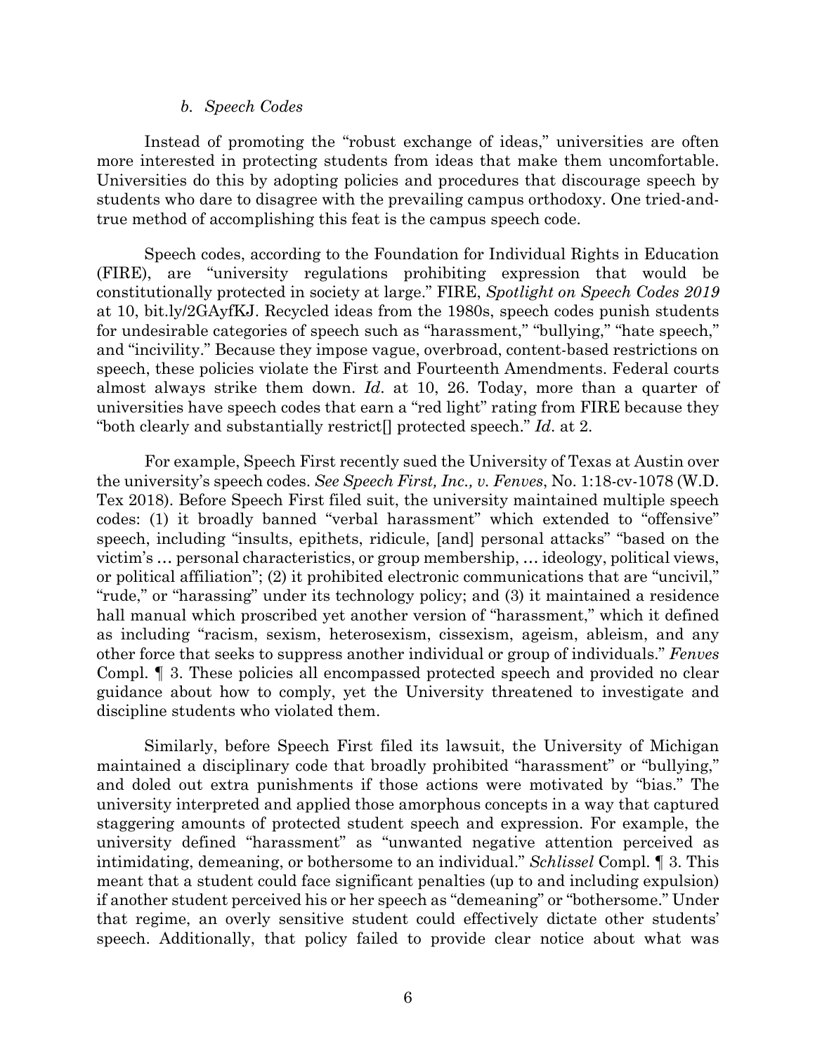#### *b. Speech Codes*

Instead of promoting the "robust exchange of ideas," universities are often more interested in protecting students from ideas that make them uncomfortable. Universities do this by adopting policies and procedures that discourage speech by students who dare to disagree with the prevailing campus orthodoxy. One tried-and-true method of accomplishing this feat is the campus speech code.

Speech codes, according to the Foundation for Individual Rights in Education (FIRE), are "university regulations prohibiting expression that would be constitutionally protected in society at large." FIRE, *Spotlight on Speech Codes 2019* at 10, bit.ly/2GAyfKJ. Recycled ideas from the 1980s, speech codes punish students for undesirable categories of speech such as "harassment," "bullying," "hate speech," and "incivility." Because they impose vague, overbroad, content-based restrictions on speech, these policies violate the First and Fourteenth Amendments. Federal courts almost always strike them down. *Id*. at 10, 26. Today, more than a quarter of universities have speech codes that earn a "red light" rating from FIRE because they "both clearly and substantially restrict[] protected speech." *Id*. at 2.

For example, Speech First recently sued the University of Texas at Austin over the university's speech codes. *See Speech First, Inc., v. Fenves*, No. 1:18-cv-1078 (W.D. Tex 2018). Before Speech First filed suit, the university maintained multiple speech codes: (1) it broadly banned "verbal harassment" which extended to "offensive" speech, including "insults, epithets, ridicule, [and] personal attacks" "based on the victim's … personal characteristics, or group membership, … ideology, political views, or political affiliation"; (2) it prohibited electronic communications that are "uncivil," "rude," or "harassing" under its technology policy; and (3) it maintained a residence hall manual which proscribed yet another version of "harassment," which it defined as including "racism, sexism, heterosexism, cissexism, ageism, ableism, and any other force that seeks to suppress another individual or group of individuals." *Fenves* Compl. ¶ 3. These policies all encompassed protected speech and provided no clear guidance about how to comply, yet the University threatened to investigate and discipline students who violated them.

Similarly, before Speech First filed its lawsuit, the University of Michigan maintained a disciplinary code that broadly prohibited "harassment" or "bullying," and doled out extra punishments if those actions were motivated by "bias." The university interpreted and applied those amorphous concepts in a way that captured staggering amounts of protected student speech and expression. For example, the university defined "harassment" as "unwanted negative attention perceived as intimidating, demeaning, or bothersome to an individual." *Schlissel* Compl. ¶ 3. This meant that a student could face significant penalties (up to and including expulsion) if another student perceived his or her speech as "demeaning" or "bothersome." Under that regime, an overly sensitive student could effectively dictate other students' speech. Additionally, that policy failed to provide clear notice about what was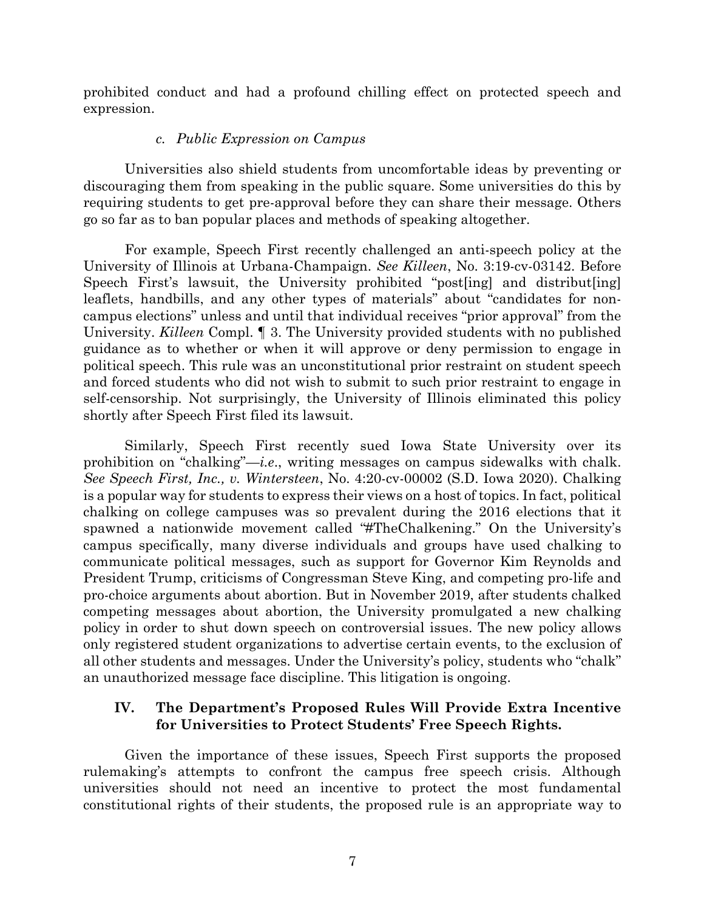prohibited conduct and had a profound chilling effect on protected speech and expression.

#### *c. Public Expression on Campus*

Universities also shield students from uncomfortable ideas by preventing or discouraging them from speaking in the public square. Some universities do this by requiring students to get pre-approval before they can share their message. Others go so far as to ban popular places and methods of speaking altogether.

For example, Speech First recently challenged an anti-speech policy at the University of Illinois at Urbana-Champaign. *See Killeen*, No. 3:19-cv-03142. Before Speech First's lawsuit, the University prohibited "post[ing] and distribut[ing] leaflets, handbills, and any other types of materials" about "candidates for non-campus elections" unless and until that individual receives "prior approval" from the University. *Killeen* Compl. ¶ 3. The University provided students with no published guidance as to whether or when it will approve or deny permission to engage in political speech. This rule was an unconstitutional prior restraint on student speech and forced students who did not wish to submit to such prior restraint to engage in self-censorship. Not surprisingly, the University of Illinois eliminated this policy shortly after Speech First filed its lawsuit.

Similarly, Speech First recently sued Iowa State University over its prohibition on "chalking"—*i.e.*, writing messages on campus sidewalks with chalk. *See Speech First, Inc., v. Wintersteen*, No. 4:20-cv-00002 (S.D. Iowa 2020). Chalking is a popular way for students to express their views on a host of topics. In fact, political chalking on college campuses was so prevalent during the 2016 elections that it spawned a nationwide movement called "#TheChalkening." On the University's campus specifically, many diverse individuals and groups have used chalking to communicate political messages, such as support for Governor Kim Reynolds and President Trump, criticisms of Congressman Steve King, and competing pro-life and pro-choice arguments about abortion. But in November 2019, after students chalked competing messages about abortion, the University promulgated a new chalking policy in order to shut down speech on controversial issues. The new policy allows only registered student organizations to advertise certain events, to the exclusion of all other students and messages. Under the University's policy, students who "chalk" an unauthorized message face discipline. This litigation is ongoing.

## IV. The Department's Proposed Rules Will Provide Extra Incentive for Universities to Protect Students' Free Speech Rights.

Given the importance of these issues, Speech First supports the proposed rulemaking's attempts to confront the campus free speech crisis. Although universities should not need an incentive to protect the most fundamental constitutional rights of their students, the proposed rule is an appropriate way to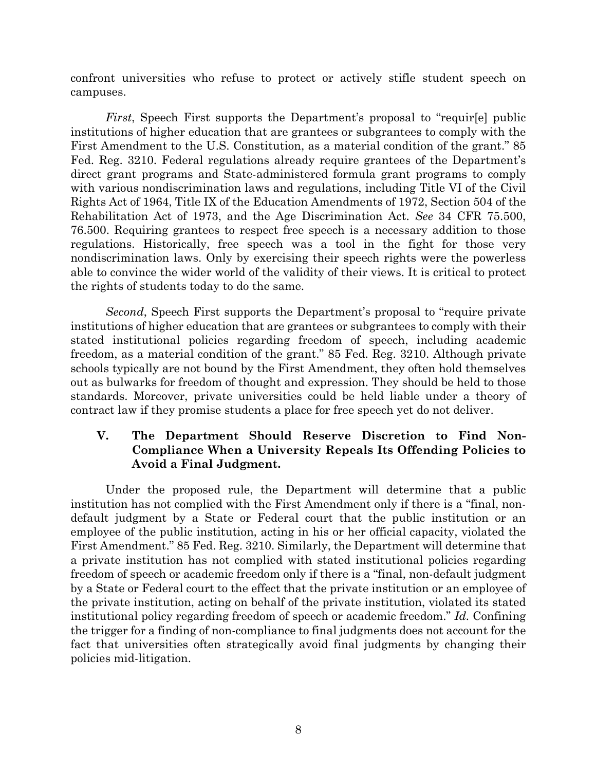confront universities who refuse to protect or actively stifle student speech on campuses.

*First*, Speech First supports the Department's proposal to "requir[e] public institutions of higher education that are grantees or subgrantees to comply with the First Amendment to the U.S. Constitution, as a material condition of the grant." 85 Fed. Reg. 3210. Federal regulations already require grantees of the Department's direct grant programs and State-administered formula grant programs to comply with various nondiscrimination laws and regulations, including Title VI of the Civil Rights Act of 1964, Title IX of the Education Amendments of 1972, Section 504 of the Rehabilitation Act of 1973, and the Age Discrimination Act. *See* 34 CFR 75.500, 76.500. Requiring grantees to respect free speech is a necessary addition to those regulations. Historically, free speech was a tool in the fight for those very nondiscrimination laws. Only by exercising their speech rights were the powerless able to convince the wider world of the validity of their views. It is critical to protect the rights of students today to do the same.

*Second*, Speech First supports the Department's proposal to "require private institutions of higher education that are grantees or subgrantees to comply with their stated institutional policies regarding freedom of speech, including academic freedom, as a material condition of the grant." 85 Fed. Reg. 3210. Although private schools typically are not bound by the First Amendment, they often hold themselves out as bulwarks for freedom of thought and expression. They should be held to those standards. Moreover, private universities could be held liable under a theory of contract law if they promise students a place for free speech yet do not deliver.

## V. The Department Should Reserve Discretion to Find Non-Compliance When a University Repeals Its Offending Policies to Avoid a Final Judgment.

Under the proposed rule, the Department will determine that a public institution has not complied with the First Amendment only if there is a "final, non-default judgment by a State or Federal court that the public institution or an employee of the public institution, acting in his or her official capacity, violated the First Amendment." 85 Fed. Reg. 3210. Similarly, the Department will determine that a private institution has not complied with stated institutional policies regarding freedom of speech or academic freedom only if there is a "final, non-default judgment by a State or Federal court to the effect that the private institution or an employee of the private institution, acting on behalf of the private institution, violated its stated institutional policy regarding freedom of speech or academic freedom." *Id.* Confining the trigger for a finding of non-compliance to final judgments does not account for the fact that universities often strategically avoid final judgments by changing their policies mid-litigation.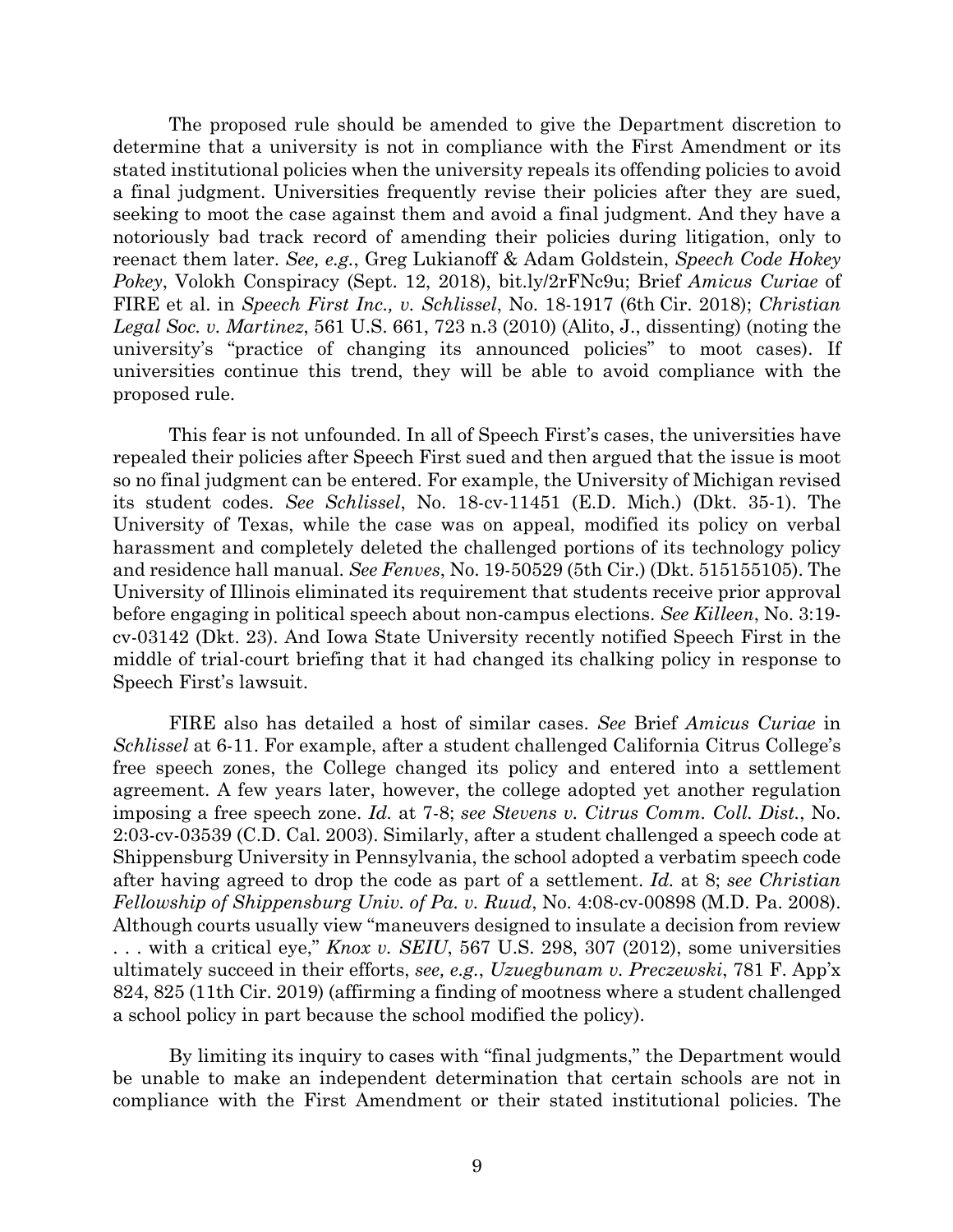The proposed rule should be amended to give the Department discretion to determine that a university is not in compliance with the First Amendment or its stated institutional policies when the university repeals its offending policies to avoid a final judgment. Universities frequently revise their policies after they are sued, seeking to moot the case against them and avoid a final judgment. And they have a notoriously bad track record of amending their policies during litigation, only to reenact them later. *See, e.g.*, Greg Lukianoff & Adam Goldstein, *Speech Code Hokey Pokey*, Volokh Conspiracy (Sept. 12, 2018), bit.ly/2rFNc9u; Brief *Amicus Curiae* of FIRE et al. in *Speech First Inc., v. Schlissel*, No. 18-1917 (6th Cir. 2018); *Christian Legal Soc. v. Martinez*, 561 U.S. 661, 723 n.3 (2010) (Alito, J., dissenting) (noting the university's "practice of changing its announced policies" to moot cases). If universities continue this trend, they will be able to avoid compliance with the proposed rule.

This fear is not unfounded. In all of Speech First's cases, the universities have repealed their policies after Speech First sued and then argued that the issue is moot so no final judgment can be entered. For example, the University of Michigan revised its student codes. *See Schlissel*, No. 18-cv-11451 (E.D. Mich.) (Dkt. 35-1). The University of Texas, while the case was on appeal, modified its policy on verbal harassment and completely deleted the challenged portions of its technology policy and residence hall manual. *See Fenves*, No. 19-50529 (5th Cir.) (Dkt. 515155105). The University of Illinois eliminated its requirement that students receive prior approval before engaging in political speech about non-campus elections. *See Killeen*, No. 3:19-cv-03142 (Dkt. 23). And Iowa State University recently notified Speech First in the middle of trial-court briefing that it had changed its chalking policy in response to Speech First's lawsuit.

FIRE also has detailed a host of similar cases. *See* Brief *Amicus Curiae* in *Schlissel* at 6-11. For example, after a student challenged California Citrus College's free speech zones, the College changed its policy and entered into a settlement agreement. A few years later, however, the college adopted yet another regulation imposing a free speech zone. *Id.* at 7-8; *see Stevens v. Citrus Comm. Coll. Dist.*, No. 2:03-cv-03539 (C.D. Cal. 2003). Similarly, after a student challenged a speech code at Shippensburg University in Pennsylvania, the school adopted a verbatim speech code after having agreed to drop the code as part of a settlement. *Id.* at 8; *see Christian Fellowship of Shippensburg Univ. of Pa. v. Ruud*, No. 4:08-cv-00898 (M.D. Pa. 2008). Although courts usually view "maneuvers designed to insulate a decision from review . . . with a critical eye," *Knox v. SEIU*, 567 U.S. 298, 307 (2012), some universities ultimately succeed in their efforts, *see, e.g.*, *Uzuegbunam v. Preczewski*, 781 F. App'x 824, 825 (11th Cir. 2019) (affirming a finding of mootness where a student challenged a school policy in part because the school modified the policy).

By limiting its inquiry to cases with "final judgments," the Department would be unable to make an independent determination that certain schools are not in compliance with the First Amendment or their stated institutional policies. The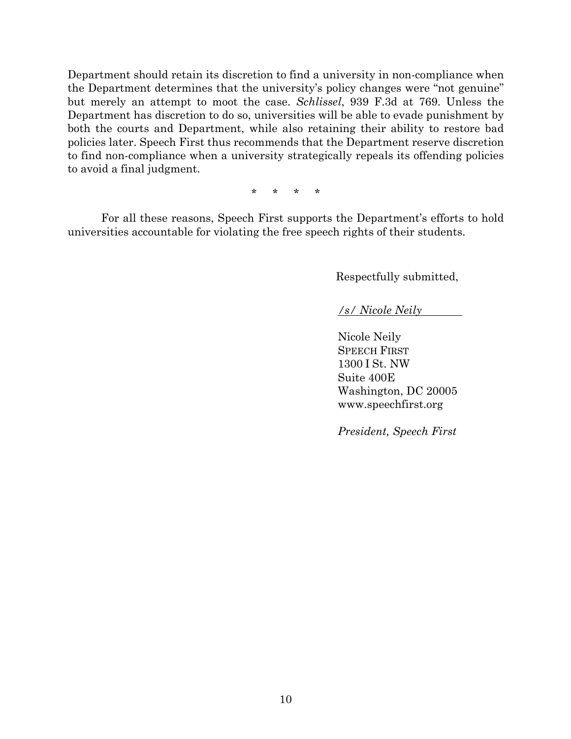Department should retain its discretion to find a university in non-compliance when the Department determines that the university's policy changes were "not genuine" but merely an attempt to moot the case. *Schlissel*, 939 F.3d at 769. Unless the Department has discretion to do so, universities will be able to evade punishment by both the courts and Department, while also retaining their ability to restore bad policies later. Speech First thus recommends that the Department reserve discretion to find non-compliance when a university strategically repeals its offending policies to avoid a final judgment.

\* \* \* \*

For all these reasons, Speech First supports the Department's efforts to hold universities accountable for violating the free speech rights of their students.

Respectfully submitted,

*/s/ Nicole Neily*

Nicole Neily
SPEECH FIRST
1300 I St. NW
Suite 400E
Washington, DC 20005
www.speechfirst.org

*President, Speech First*